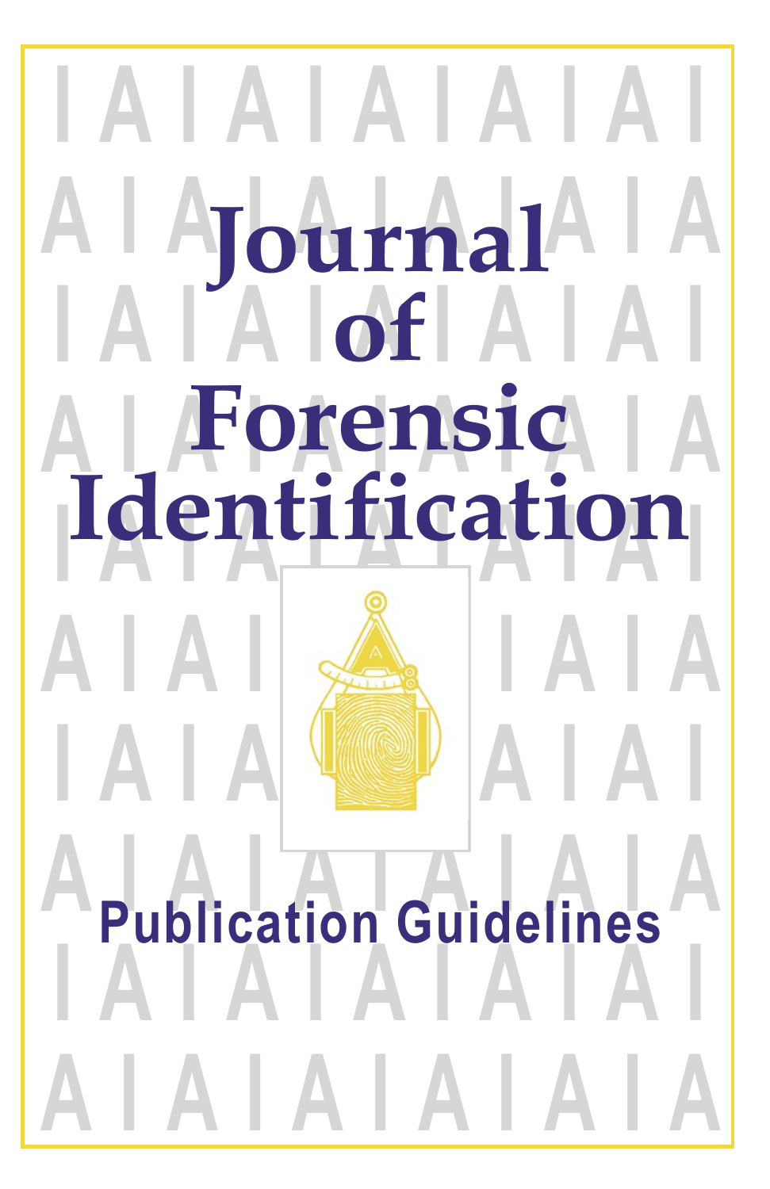# Journal of Forensic Identification

## Publication Guidelines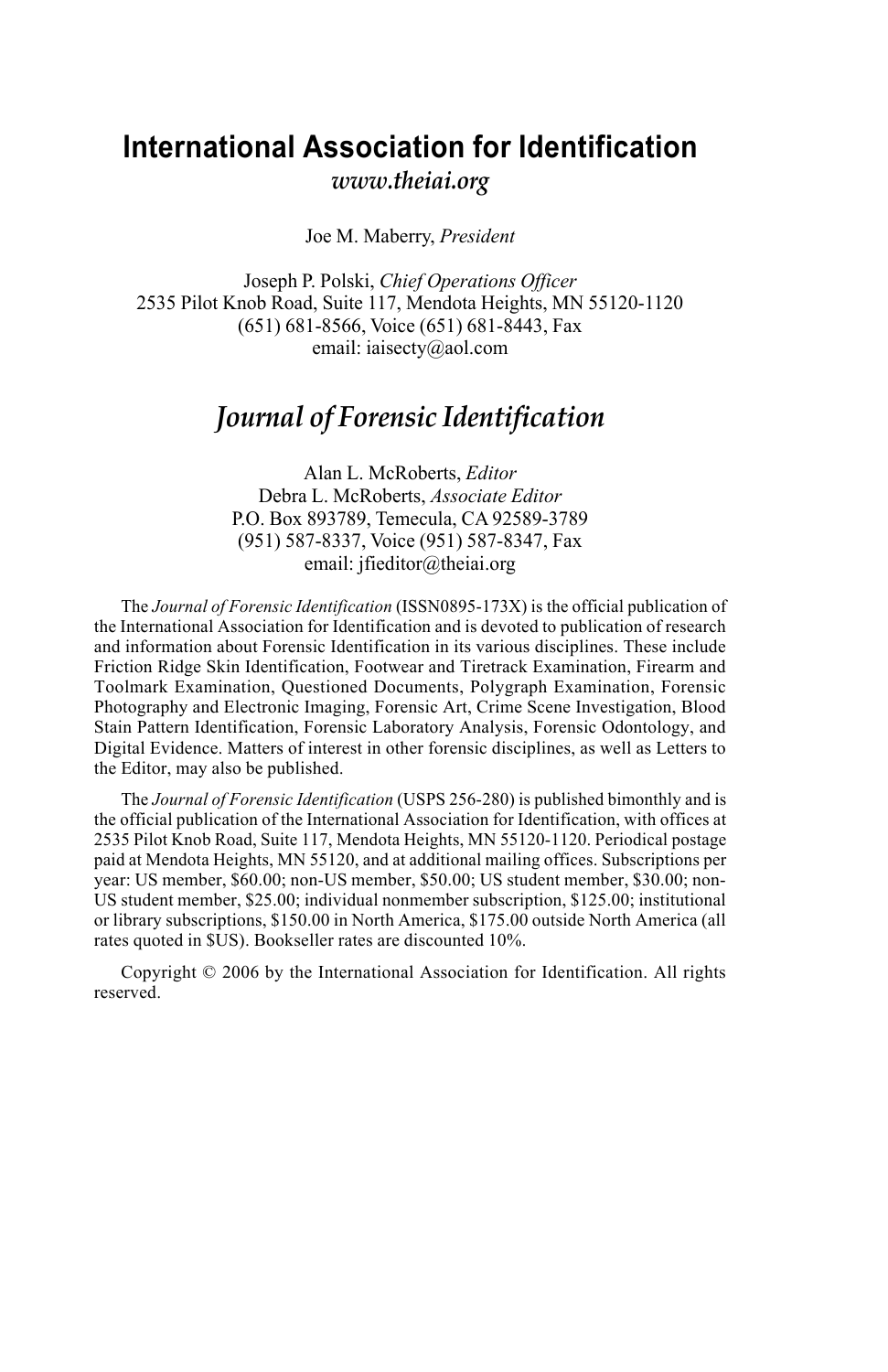# International Association for Identification

*www.theiai.org*

Joe M. Maberry, *President*

Joseph P. Polski, *Chief Operations Officer*
2535 Pilot Knob Road, Suite 117, Mendota Heights, MN 55120-1120
(651) 681-8566, Voice (651) 681-8443, Fax
email: iaisecty@aol.com

## *Journal of Forensic Identification*

Alan L. McRoberts, *Editor*
Debra L. McRoberts, *Associate Editor*
P.O. Box 893789, Temecula, CA 92589-3789
(951) 587-8337, Voice (951) 587-8347, Fax
email: jfieditor@theiai.org

The *Journal of Forensic Identification* (ISSN0895-173X) is the official publication of the International Association for Identification and is devoted to publication of research and information about Forensic Identification in its various disciplines. These include Friction Ridge Skin Identification, Footwear and Tiretrack Examination, Firearm and Toolmark Examination, Questioned Documents, Polygraph Examination, Forensic Photography and Electronic Imaging, Forensic Art, Crime Scene Investigation, Blood Stain Pattern Identification, Forensic Laboratory Analysis, Forensic Odontology, and Digital Evidence. Matters of interest in other forensic disciplines, as well as Letters to the Editor, may also be published.

The *Journal of Forensic Identification* (USPS 256-280) is published bimonthly and is the official publication of the International Association for Identification, with offices at 2535 Pilot Knob Road, Suite 117, Mendota Heights, MN 55120-1120. Periodical postage paid at Mendota Heights, MN 55120, and at additional mailing offices. Subscriptions per year: US member, $60.00; non-US member, $50.00; US student member, $30.00; non-US student member, $25.00; individual nonmember subscription, $125.00; institutional or library subscriptions, $150.00 in North America, $175.00 outside North America (all rates quoted in $US). Bookseller rates are discounted 10%.

Copyright © 2006 by the International Association for Identification. All rights reserved.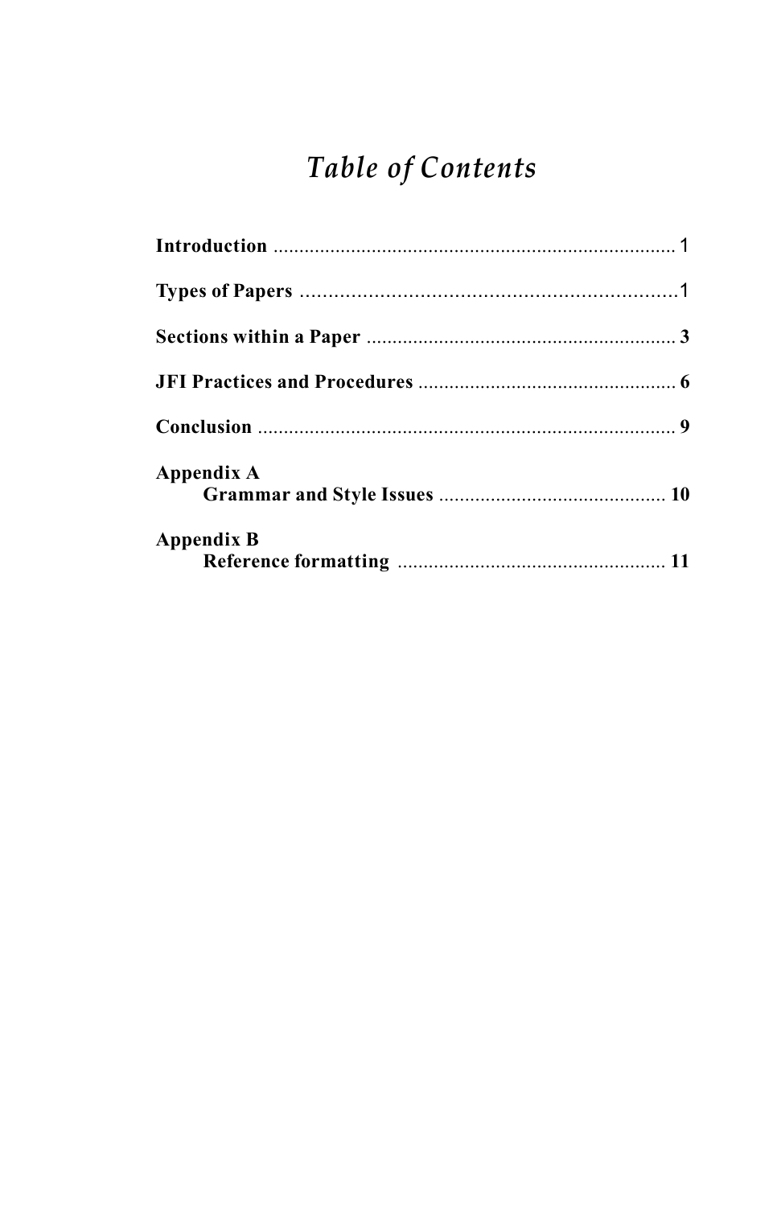# *Table of Contents*

**Introduction** .......................................................................... 1

**Types of Papers** ...................................................................... 1

**Sections within a Paper** ........................................................... 3

**JFI Practices and Procedures** .................................................. 6

**Conclusion** .............................................................................. 9

**Appendix A**
 **Grammar and Style Issues** ............................................ 10

**Appendix B**
 **Reference formatting** .................................................... 11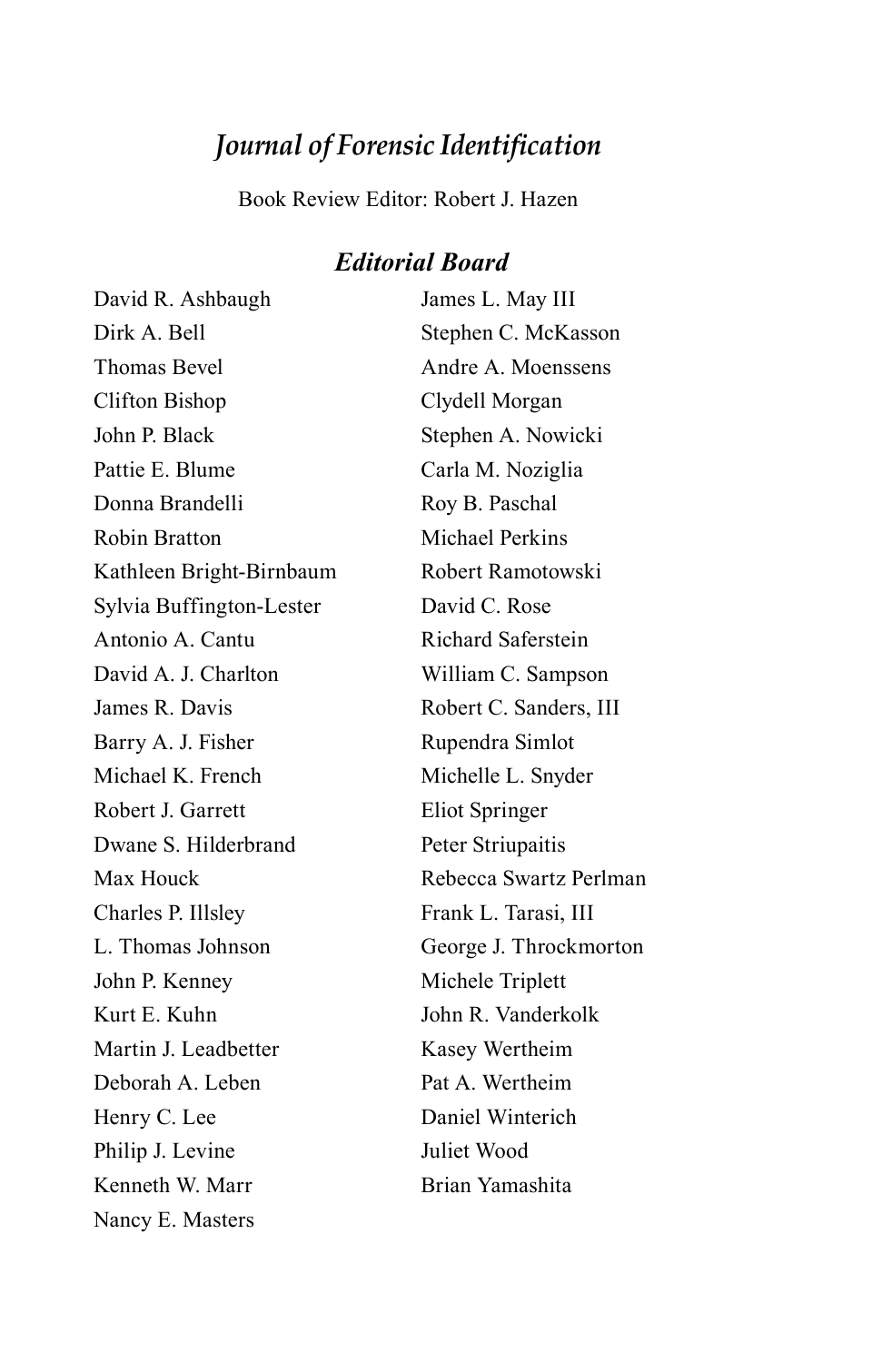# *Journal of Forensic Identification*

Book Review Editor: Robert J. Hazen

## *Editorial Board*

David R. Ashbaugh
Dirk A. Bell
Thomas Bevel
Clifton Bishop
John P. Black
Pattie E. Blume
Donna Brandelli
Robin Bratton
Kathleen Bright-Birnbaum
Sylvia Buffington-Lester
Antonio A. Cantu
David A. J. Charlton
James R. Davis
Barry A. J. Fisher
Michael K. French
Robert J. Garrett
Dwane S. Hilderbrand
Max Houck
Charles P. Illsley
L. Thomas Johnson
John P. Kenney
Kurt E. Kuhn
Martin J. Leadbetter
Deborah A. Leben
Henry C. Lee
Philip J. Levine
Kenneth W. Marr
Nancy E. Masters
James L. May III
Stephen C. McKasson
Andre A. Moenssens
Clydell Morgan
Stephen A. Nowicki
Carla M. Noziglia
Roy B. Paschal
Michael Perkins
Robert Ramotowski
David C. Rose
Richard Saferstein
William C. Sampson
Robert C. Sanders, III
Rupendra Simlot
Michelle L. Snyder
Eliot Springer
Peter Striupaitis
Rebecca Swartz Perlman
Frank L. Tarasi, III
George J. Throckmorton
Michele Triplett
John R. Vanderkolk
Kasey Wertheim
Pat A. Wertheim
Daniel Winterich
Juliet Wood
Brian Yamashita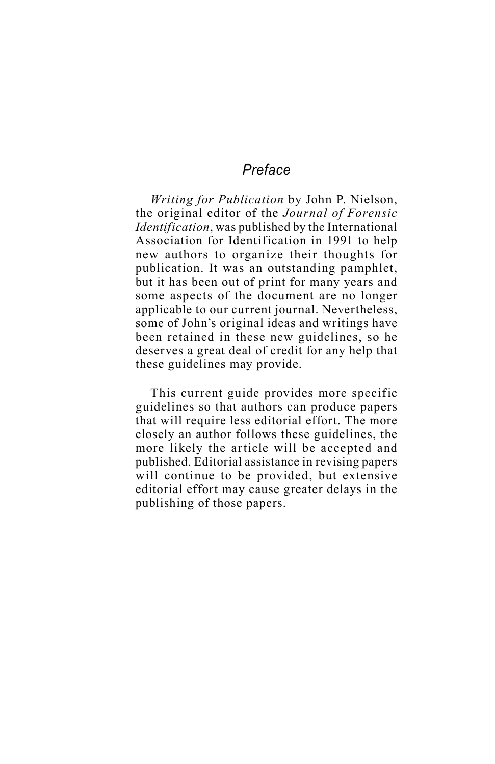# *Preface*

*Writing for Publication* by John P. Nielson, the original editor of the *Journal of Forensic Identification*, was published by the International Association for Identification in 1991 to help new authors to organize their thoughts for publication. It was an outstanding pamphlet, but it has been out of print for many years and some aspects of the document are no longer applicable to our current journal. Nevertheless, some of John's original ideas and writings have been retained in these new guidelines, so he deserves a great deal of credit for any help that these guidelines may provide.

This current guide provides more specific guidelines so that authors can produce papers that will require less editorial effort. The more closely an author follows these guidelines, the more likely the article will be accepted and published. Editorial assistance in revising papers will continue to be provided, but extensive editorial effort may cause greater delays in the publishing of those papers.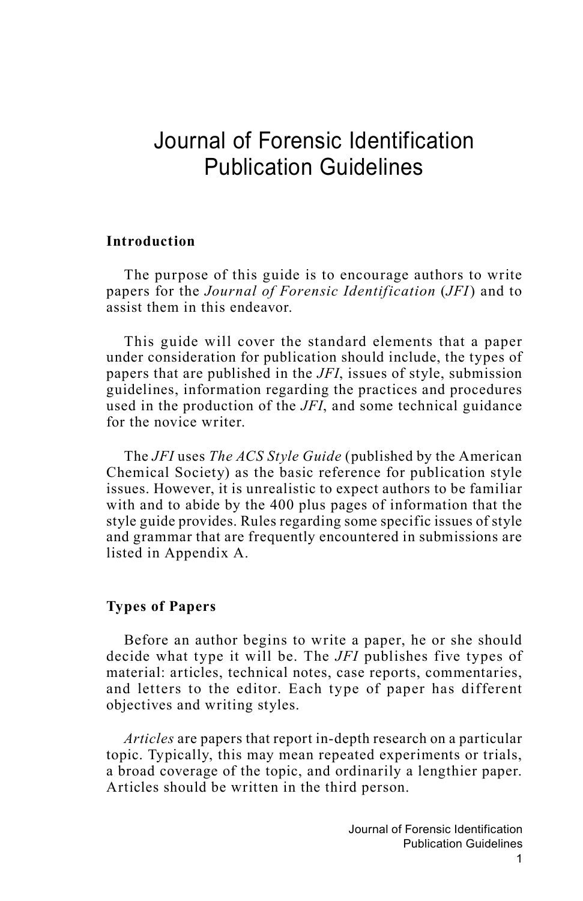# Journal of Forensic Identification Publication Guidelines

## Introduction

The purpose of this guide is to encourage authors to write papers for the *Journal of Forensic Identification* (*JFI*) and to assist them in this endeavor.

This guide will cover the standard elements that a paper under consideration for publication should include, the types of papers that are published in the *JFI*, issues of style, submission guidelines, information regarding the practices and procedures used in the production of the *JFI*, and some technical guidance for the novice writer.

The *JFI* uses *The ACS Style Guide* (published by the American Chemical Society) as the basic reference for publication style issues. However, it is unrealistic to expect authors to be familiar with and to abide by the 400 plus pages of information that the style guide provides. Rules regarding some specific issues of style and grammar that are frequently encountered in submissions are listed in Appendix A.

## Types of Papers

Before an author begins to write a paper, he or she should decide what type it will be. The *JFI* publishes five types of material: articles, technical notes, case reports, commentaries, and letters to the editor. Each type of paper has different objectives and writing styles.

*Articles* are papers that report in-depth research on a particular topic. Typically, this may mean repeated experiments or trials, a broad coverage of the topic, and ordinarily a lengthier paper. Articles should be written in the third person.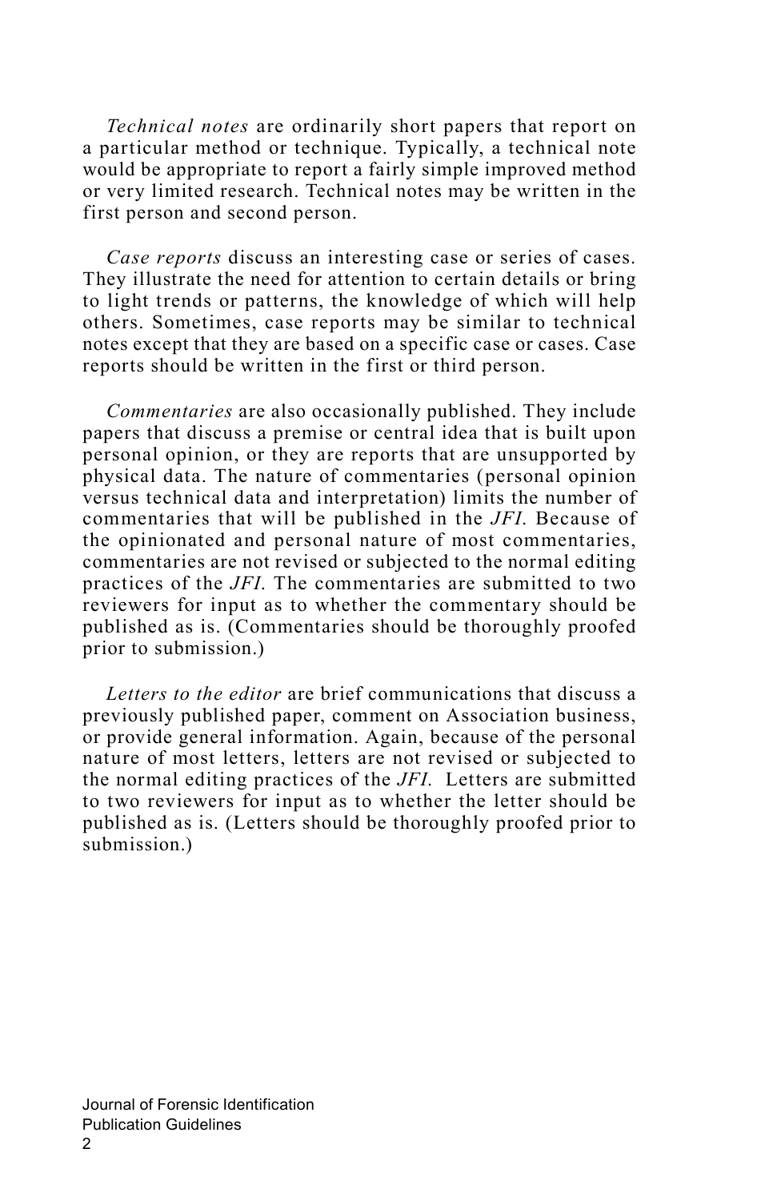*Technical notes* are ordinarily short papers that report on a particular method or technique. Typically, a technical note would be appropriate to report a fairly simple improved method or very limited research. Technical notes may be written in the first person and second person.

*Case reports* discuss an interesting case or series of cases. They illustrate the need for attention to certain details or bring to light trends or patterns, the knowledge of which will help others. Sometimes, case reports may be similar to technical notes except that they are based on a specific case or cases. Case reports should be written in the first or third person.

*Commentaries* are also occasionally published. They include papers that discuss a premise or central idea that is built upon personal opinion, or they are reports that are unsupported by physical data. The nature of commentaries (personal opinion versus technical data and interpretation) limits the number of commentaries that will be published in the *JFI*. Because of the opinionated and personal nature of most commentaries, commentaries are not revised or subjected to the normal editing practices of the *JFI*. The commentaries are submitted to two reviewers for input as to whether the commentary should be published as is. (Commentaries should be thoroughly proofed prior to submission.)

*Letters to the editor* are brief communications that discuss a previously published paper, comment on Association business, or provide general information. Again, because of the personal nature of most letters, letters are not revised or subjected to the normal editing practices of the *JFI*. Letters are submitted to two reviewers for input as to whether the letter should be published as is. (Letters should be thoroughly proofed prior to submission.)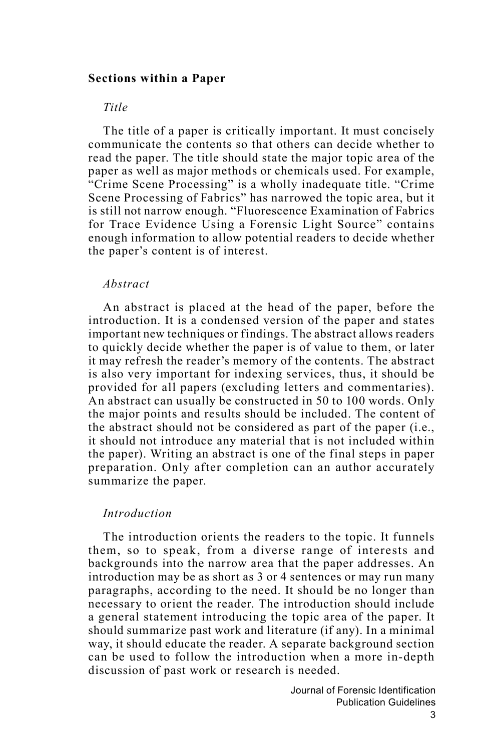## Sections within a Paper

### *Title*

The title of a paper is critically important. It must concisely communicate the contents so that others can decide whether to read the paper. The title should state the major topic area of the paper as well as major methods or chemicals used. For example, "Crime Scene Processing" is a wholly inadequate title. "Crime Scene Processing of Fabrics" has narrowed the topic area, but it is still not narrow enough. "Fluorescence Examination of Fabrics for Trace Evidence Using a Forensic Light Source" contains enough information to allow potential readers to decide whether the paper's content is of interest.

### *Abstract*

An abstract is placed at the head of the paper, before the introduction. It is a condensed version of the paper and states important new techniques or findings. The abstract allows readers to quickly decide whether the paper is of value to them, or later it may refresh the reader's memory of the contents. The abstract is also very important for indexing services, thus, it should be provided for all papers (excluding letters and commentaries). An abstract can usually be constructed in 50 to 100 words. Only the major points and results should be included. The content of the abstract should not be considered as part of the paper (i.e., it should not introduce any material that is not included within the paper). Writing an abstract is one of the final steps in paper preparation. Only after completion can an author accurately summarize the paper.

### *Introduction*

The introduction orients the readers to the topic. It funnels them, so to speak, from a diverse range of interests and backgrounds into the narrow area that the paper addresses. An introduction may be as short as 3 or 4 sentences or may run many paragraphs, according to the need. It should be no longer than necessary to orient the reader. The introduction should include a general statement introducing the topic area of the paper. It should summarize past work and literature (if any). In a minimal way, it should educate the reader. A separate background section can be used to follow the introduction when a more in-depth discussion of past work or research is needed.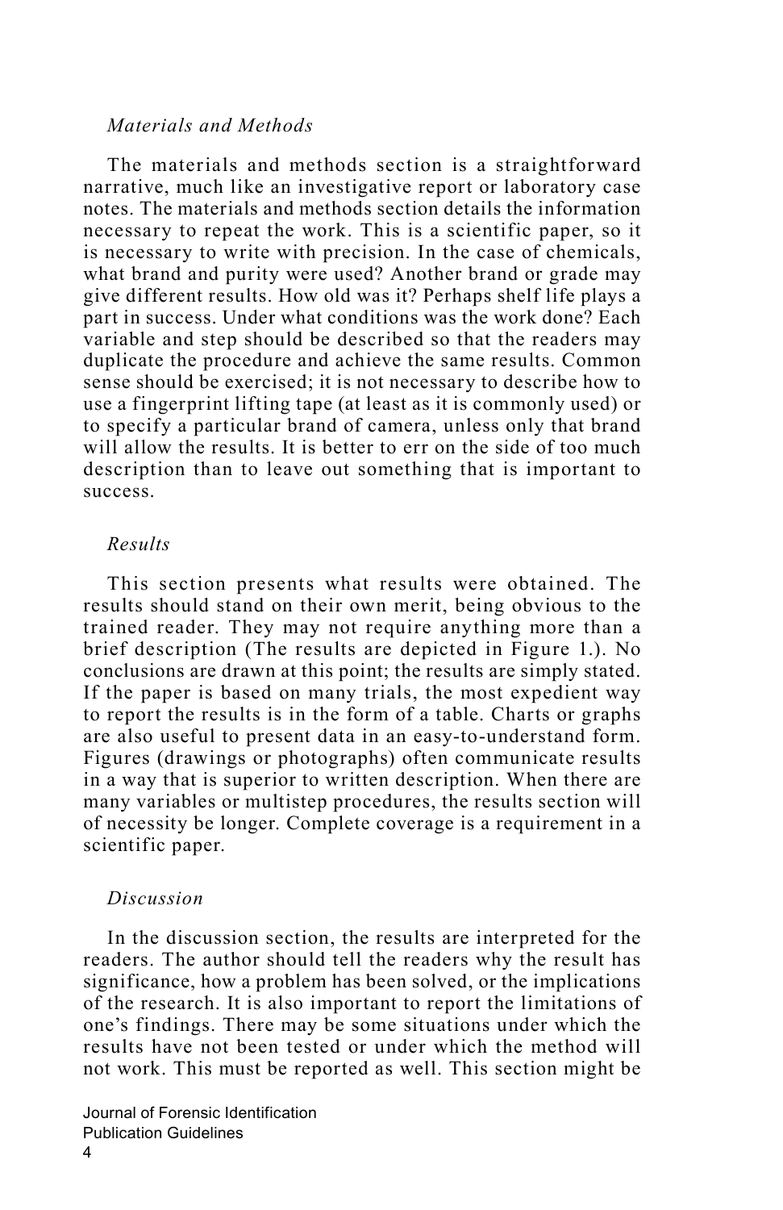### *Materials and Methods*

The materials and methods section is a straightforward narrative, much like an investigative report or laboratory case notes. The materials and methods section details the information necessary to repeat the work. This is a scientific paper, so it is necessary to write with precision. In the case of chemicals, what brand and purity were used? Another brand or grade may give different results. How old was it? Perhaps shelf life plays a part in success. Under what conditions was the work done? Each variable and step should be described so that the readers may duplicate the procedure and achieve the same results. Common sense should be exercised; it is not necessary to describe how to use a fingerprint lifting tape (at least as it is commonly used) or to specify a particular brand of camera, unless only that brand will allow the results. It is better to err on the side of too much description than to leave out something that is important to success.

### *Results*

This section presents what results were obtained. The results should stand on their own merit, being obvious to the trained reader. They may not require anything more than a brief description (The results are depicted in Figure 1.). No conclusions are drawn at this point; the results are simply stated. If the paper is based on many trials, the most expedient way to report the results is in the form of a table. Charts or graphs are also useful to present data in an easy-to-understand form. Figures (drawings or photographs) often communicate results in a way that is superior to written description. When there are many variables or multistep procedures, the results section will of necessity be longer. Complete coverage is a requirement in a scientific paper.

### *Discussion*

In the discussion section, the results are interpreted for the readers. The author should tell the readers why the result has significance, how a problem has been solved, or the implications of the research. It is also important to report the limitations of one's findings. There may be some situations under which the results have not been tested or under which the method will not work. This must be reported as well. This section might be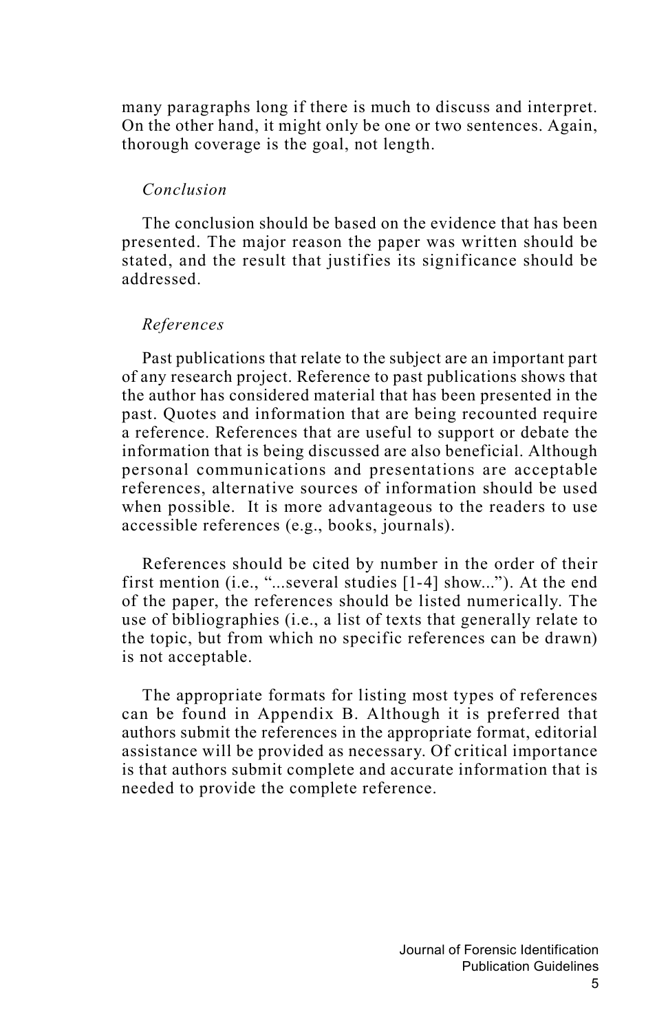many paragraphs long if there is much to discuss and interpret. On the other hand, it might only be one or two sentences. Again, thorough coverage is the goal, not length.

### *Conclusion*

The conclusion should be based on the evidence that has been presented. The major reason the paper was written should be stated, and the result that justifies its significance should be addressed.

### *References*

Past publications that relate to the subject are an important part of any research project. Reference to past publications shows that the author has considered material that has been presented in the past. Quotes and information that are being recounted require a reference. References that are useful to support or debate the information that is being discussed are also beneficial. Although personal communications and presentations are acceptable references, alternative sources of information should be used when possible. It is more advantageous to the readers to use accessible references (e.g., books, journals).

References should be cited by number in the order of their first mention (i.e., "...several studies [1-4] show..."). At the end of the paper, the references should be listed numerically. The use of bibliographies (i.e., a list of texts that generally relate to the topic, but from which no specific references can be drawn) is not acceptable.

The appropriate formats for listing most types of references can be found in Appendix B. Although it is preferred that authors submit the references in the appropriate format, editorial assistance will be provided as necessary. Of critical importance is that authors submit complete and accurate information that is needed to provide the complete reference.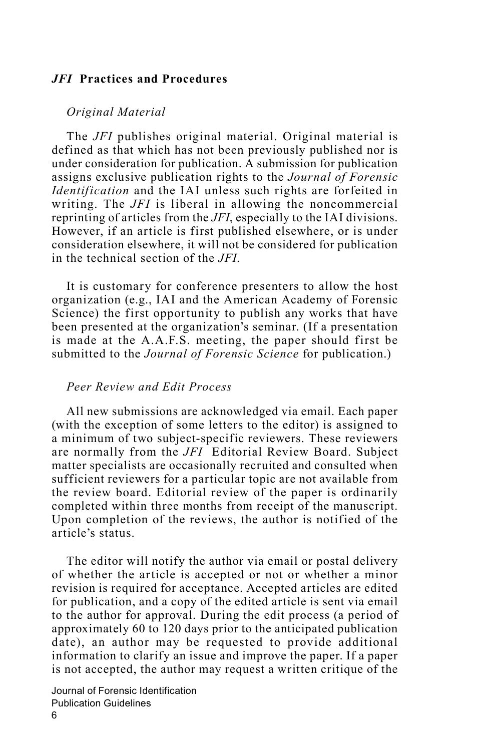## *JFI* Practices and Procedures

### *Original Material*

The *JFI* publishes original material. Original material is defined as that which has not been previously published nor is under consideration for publication. A submission for publication assigns exclusive publication rights to the *Journal of Forensic Identification* and the IAI unless such rights are forfeited in writing. The *JFI* is liberal in allowing the noncommercial reprinting of articles from the *JFI*, especially to the IAI divisions. However, if an article is first published elsewhere, or is under consideration elsewhere, it will not be considered for publication in the technical section of the *JFI*.

It is customary for conference presenters to allow the host organization (e.g., IAI and the American Academy of Forensic Science) the first opportunity to publish any works that have been presented at the organization's seminar. (If a presentation is made at the A.A.F.S. meeting, the paper should first be submitted to the *Journal of Forensic Science* for publication.)

### *Peer Review and Edit Process*

All new submissions are acknowledged via email. Each paper (with the exception of some letters to the editor) is assigned to a minimum of two subject-specific reviewers. These reviewers are normally from the *JFI* Editorial Review Board. Subject matter specialists are occasionally recruited and consulted when sufficient reviewers for a particular topic are not available from the review board. Editorial review of the paper is ordinarily completed within three months from receipt of the manuscript. Upon completion of the reviews, the author is notified of the article's status.

The editor will notify the author via email or postal delivery of whether the article is accepted or not or whether a minor revision is required for acceptance. Accepted articles are edited for publication, and a copy of the edited article is sent via email to the author for approval. During the edit process (a period of approximately 60 to 120 days prior to the anticipated publication date), an author may be requested to provide additional information to clarify an issue and improve the paper. If a paper is not accepted, the author may request a written critique of the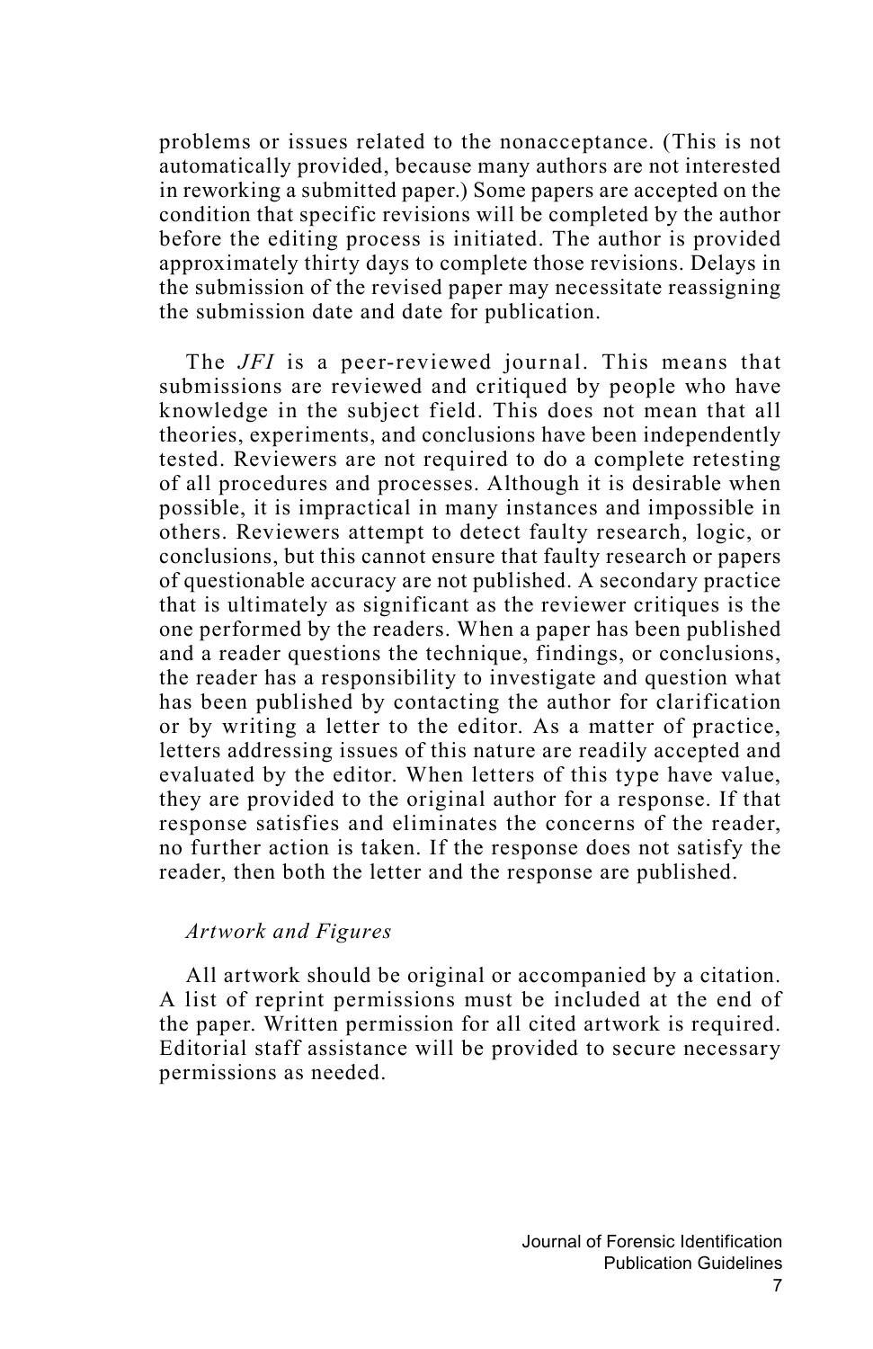problems or issues related to the nonacceptance. (This is not automatically provided, because many authors are not interested in reworking a submitted paper.) Some papers are accepted on the condition that specific revisions will be completed by the author before the editing process is initiated. The author is provided approximately thirty days to complete those revisions. Delays in the submission of the revised paper may necessitate reassigning the submission date and date for publication.

The *JFI* is a peer-reviewed journal. This means that submissions are reviewed and critiqued by people who have knowledge in the subject field. This does not mean that all theories, experiments, and conclusions have been independently tested. Reviewers are not required to do a complete retesting of all procedures and processes. Although it is desirable when possible, it is impractical in many instances and impossible in others. Reviewers attempt to detect faulty research, logic, or conclusions, but this cannot ensure that faulty research or papers of questionable accuracy are not published. A secondary practice that is ultimately as significant as the reviewer critiques is the one performed by the readers. When a paper has been published and a reader questions the technique, findings, or conclusions, the reader has a responsibility to investigate and question what has been published by contacting the author for clarification or by writing a letter to the editor. As a matter of practice, letters addressing issues of this nature are readily accepted and evaluated by the editor. When letters of this type have value, they are provided to the original author for a response. If that response satisfies and eliminates the concerns of the reader, no further action is taken. If the response does not satisfy the reader, then both the letter and the response are published.

### *Artwork and Figures*

All artwork should be original or accompanied by a citation. A list of reprint permissions must be included at the end of the paper. Written permission for all cited artwork is required. Editorial staff assistance will be provided to secure necessary permissions as needed.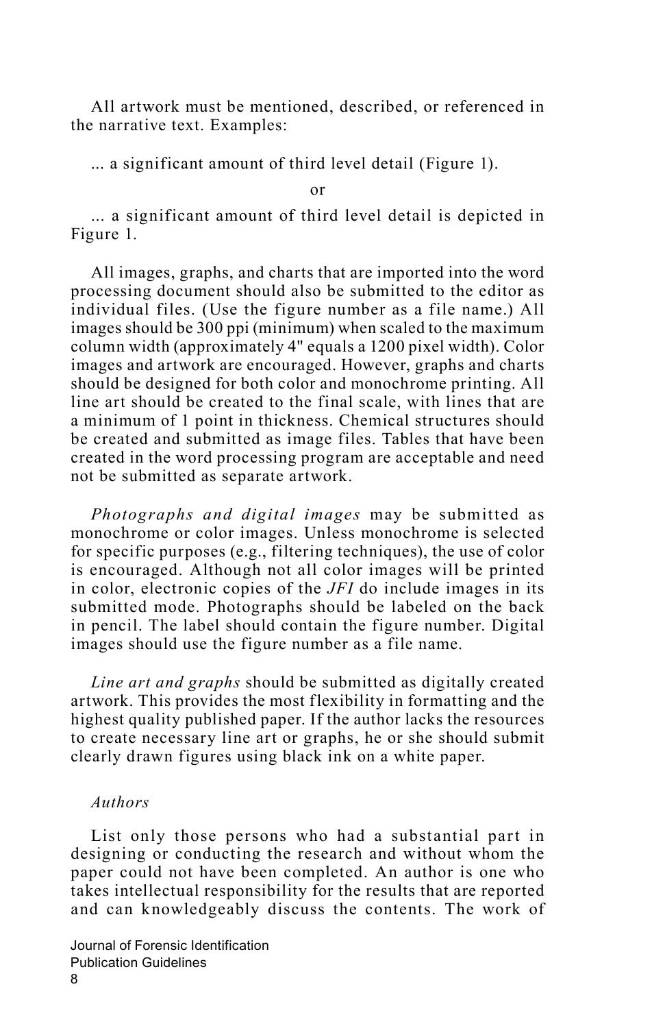All artwork must be mentioned, described, or referenced in the narrative text. Examples:

... a significant amount of third level detail (Figure 1).

or

... a significant amount of third level detail is depicted in Figure 1.

All images, graphs, and charts that are imported into the word processing document should also be submitted to the editor as individual files. (Use the figure number as a file name.) All images should be 300 ppi (minimum) when scaled to the maximum column width (approximately 4" equals a 1200 pixel width). Color images and artwork are encouraged. However, graphs and charts should be designed for both color and monochrome printing. All line art should be created to the final scale, with lines that are a minimum of 1 point in thickness. Chemical structures should be created and submitted as image files. Tables that have been created in the word processing program are acceptable and need not be submitted as separate artwork.

*Photographs and digital images* may be submitted as monochrome or color images. Unless monochrome is selected for specific purposes (e.g., filtering techniques), the use of color is encouraged. Although not all color images will be printed in color, electronic copies of the *JFI* do include images in its submitted mode. Photographs should be labeled on the back in pencil. The label should contain the figure number. Digital images should use the figure number as a file name.

*Line art and graphs* should be submitted as digitally created artwork. This provides the most flexibility in formatting and the highest quality published paper. If the author lacks the resources to create necessary line art or graphs, he or she should submit clearly drawn figures using black ink on a white paper.

### *Authors*

List only those persons who had a substantial part in designing or conducting the research and without whom the paper could not have been completed. An author is one who takes intellectual responsibility for the results that are reported and can knowledgeably discuss the contents. The work of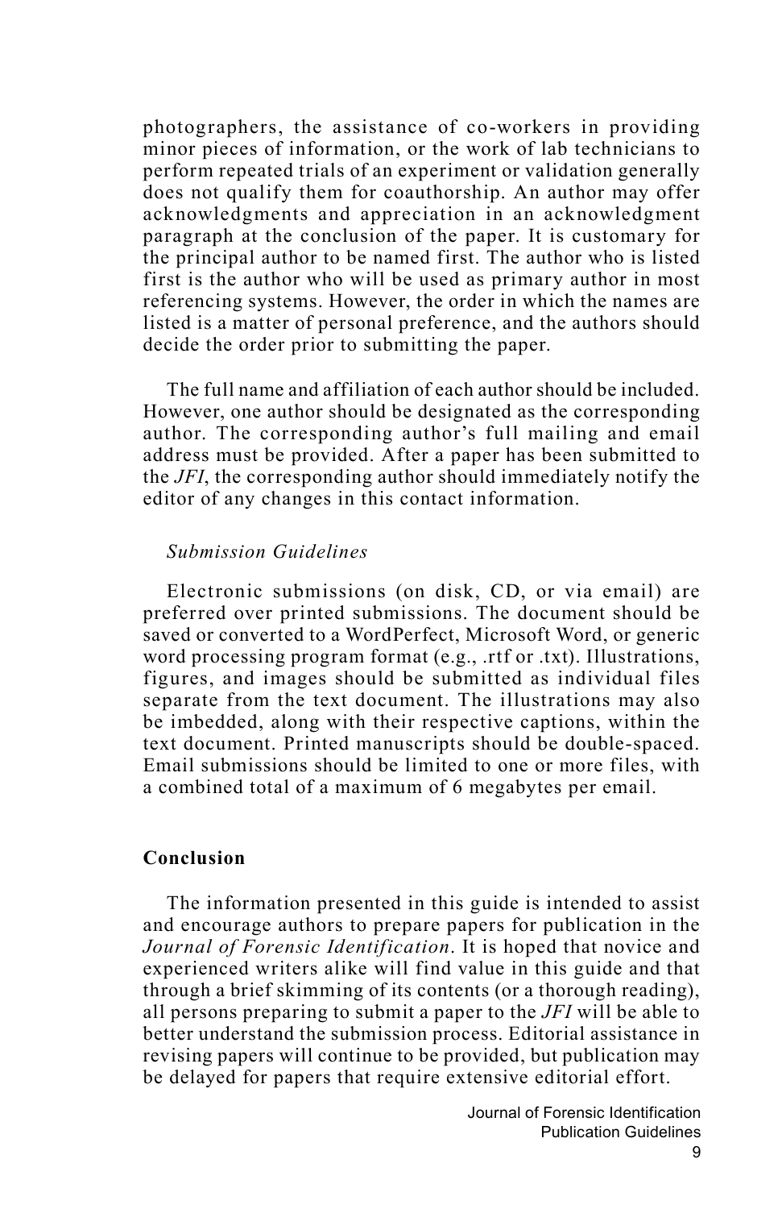photographers, the assistance of co-workers in providing minor pieces of information, or the work of lab technicians to perform repeated trials of an experiment or validation generally does not qualify them for coauthorship. An author may offer acknowledgments and appreciation in an acknowledgment paragraph at the conclusion of the paper. It is customary for the principal author to be named first. The author who is listed first is the author who will be used as primary author in most referencing systems. However, the order in which the names are listed is a matter of personal preference, and the authors should decide the order prior to submitting the paper.

The full name and affiliation of each author should be included. However, one author should be designated as the corresponding author. The corresponding author's full mailing and email address must be provided. After a paper has been submitted to the *JFI*, the corresponding author should immediately notify the editor of any changes in this contact information.

### *Submission Guidelines*

Electronic submissions (on disk, CD, or via email) are preferred over printed submissions. The document should be saved or converted to a WordPerfect, Microsoft Word, or generic word processing program format (e.g., .rtf or .txt). Illustrations, figures, and images should be submitted as individual files separate from the text document. The illustrations may also be imbedded, along with their respective captions, within the text document. Printed manuscripts should be double-spaced. Email submissions should be limited to one or more files, with a combined total of a maximum of 6 megabytes per email.

## Conclusion

The information presented in this guide is intended to assist and encourage authors to prepare papers for publication in the *Journal of Forensic Identification*. It is hoped that novice and experienced writers alike will find value in this guide and that through a brief skimming of its contents (or a thorough reading), all persons preparing to submit a paper to the *JFI* will be able to better understand the submission process. Editorial assistance in revising papers will continue to be provided, but publication may be delayed for papers that require extensive editorial effort.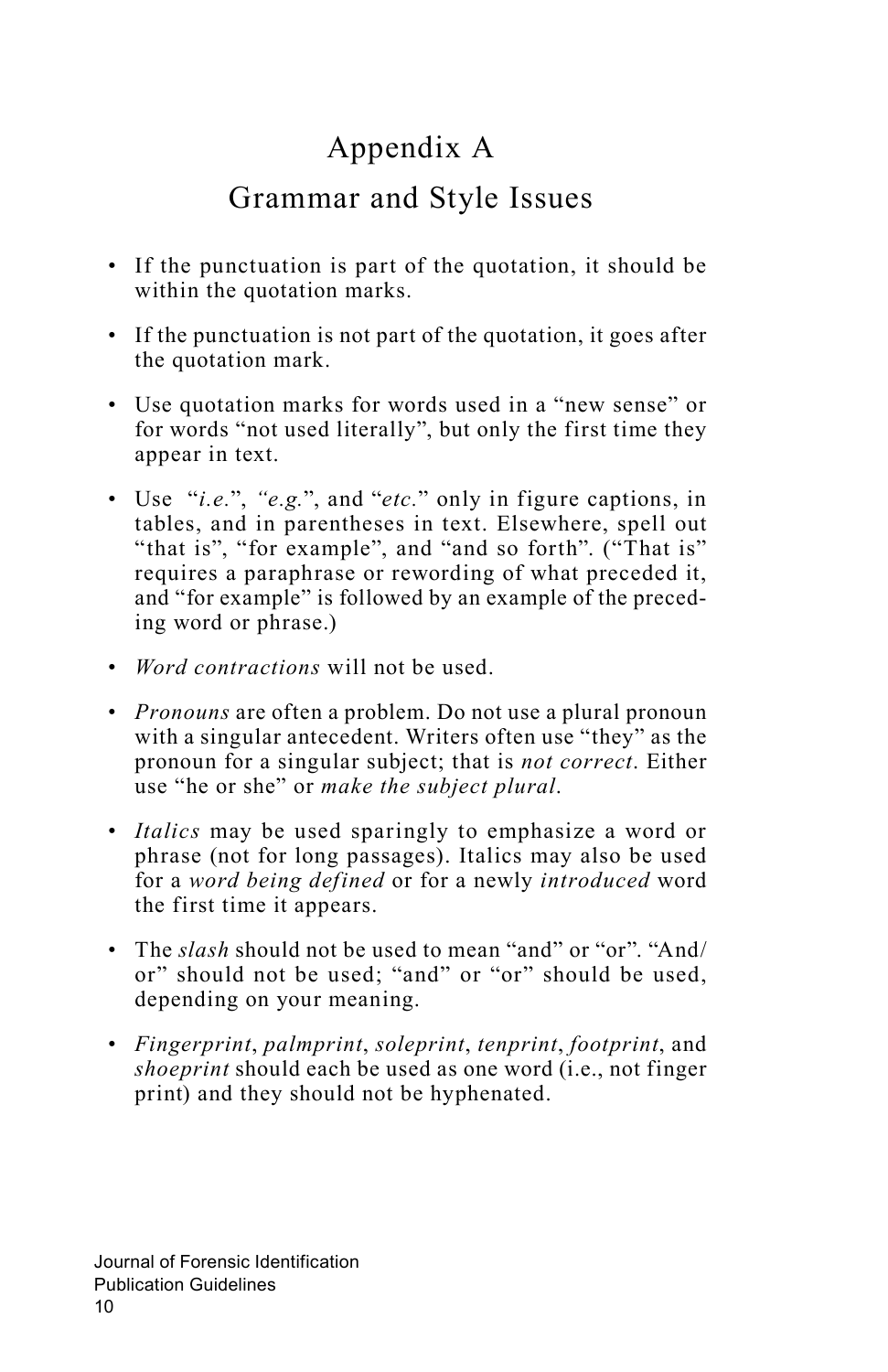# Appendix A

# Grammar and Style Issues

- If the punctuation is part of the quotation, it should be within the quotation marks.

- If the punctuation is not part of the quotation, it goes after the quotation mark.

- Use quotation marks for words used in a "new sense" or for words "not used literally", but only the first time they appear in text.

- Use "*i.e.*", "*e.g.*", and "*etc.*" only in figure captions, in tables, and in parentheses in text. Elsewhere, spell out "that is", "for example", and "and so forth". ("That is" requires a paraphrase or rewording of what preceded it, and "for example" is followed by an example of the preceding word or phrase.)

- *Word contractions* will not be used.

- *Pronouns* are often a problem. Do not use a plural pronoun with a singular antecedent. Writers often use "they" as the pronoun for a singular subject; that is *not correct*. Either use "he or she" or *make the subject plural*.

- *Italics* may be used sparingly to emphasize a word or phrase (not for long passages). Italics may also be used for a *word being defined* or for a newly *introduced* word the first time it appears.

- The *slash* should not be used to mean "and" or "or". "And/or" should not be used; "and" or "or" should be used, depending on your meaning.

- *Fingerprint*, *palmprint*, *soleprint*, *tenprint*, *footprint*, and *shoeprint* should each be used as one word (i.e., not finger print) and they should not be hyphenated.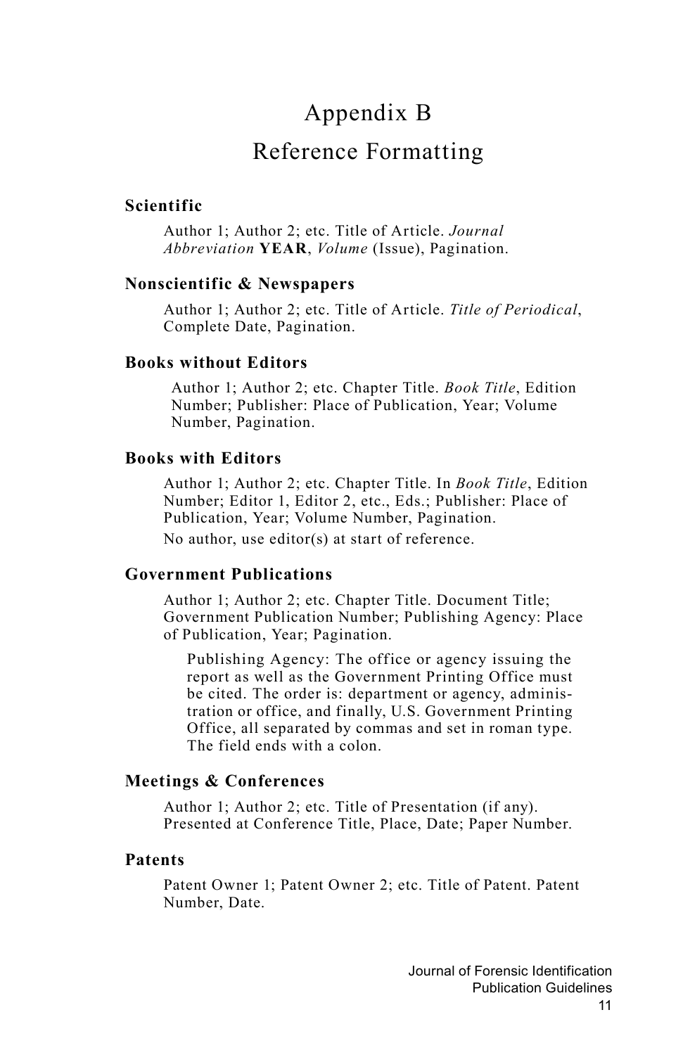# Appendix B

# Reference Formatting

### Scientific

Author 1; Author 2; etc. Title of Article. *Journal Abbreviation* **YEAR**, *Volume* (Issue), Pagination.

### Nonscientific & Newspapers

Author 1; Author 2; etc. Title of Article. *Title of Periodical*, Complete Date, Pagination.

### Books without Editors

Author 1; Author 2; etc. Chapter Title. *Book Title*, Edition Number; Publisher: Place of Publication, Year; Volume Number, Pagination.

### Books with Editors

Author 1; Author 2; etc. Chapter Title. In *Book Title*, Edition Number; Editor 1, Editor 2, etc., Eds.; Publisher: Place of Publication, Year; Volume Number, Pagination.

No author, use editor(s) at start of reference.

### Government Publications

Author 1; Author 2; etc. Chapter Title. Document Title; Government Publication Number; Publishing Agency: Place of Publication, Year; Pagination.

Publishing Agency: The office or agency issuing the report as well as the Government Printing Office must be cited. The order is: department or agency, administration or office, and finally, U.S. Government Printing Office, all separated by commas and set in roman type. The field ends with a colon.

### Meetings & Conferences

Author 1; Author 2; etc. Title of Presentation (if any). Presented at Conference Title, Place, Date; Paper Number.

### Patents

Patent Owner 1; Patent Owner 2; etc. Title of Patent. Patent Number, Date.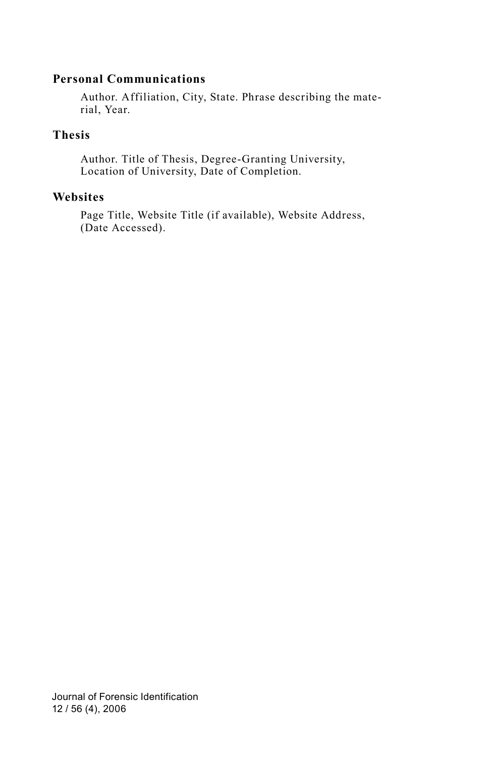### Personal Communications

Author. Affiliation, City, State. Phrase describing the material, Year.

### Thesis

Author. Title of Thesis, Degree-Granting University, Location of University, Date of Completion.

### Websites

Page Title, Website Title (if available), Website Address, (Date Accessed).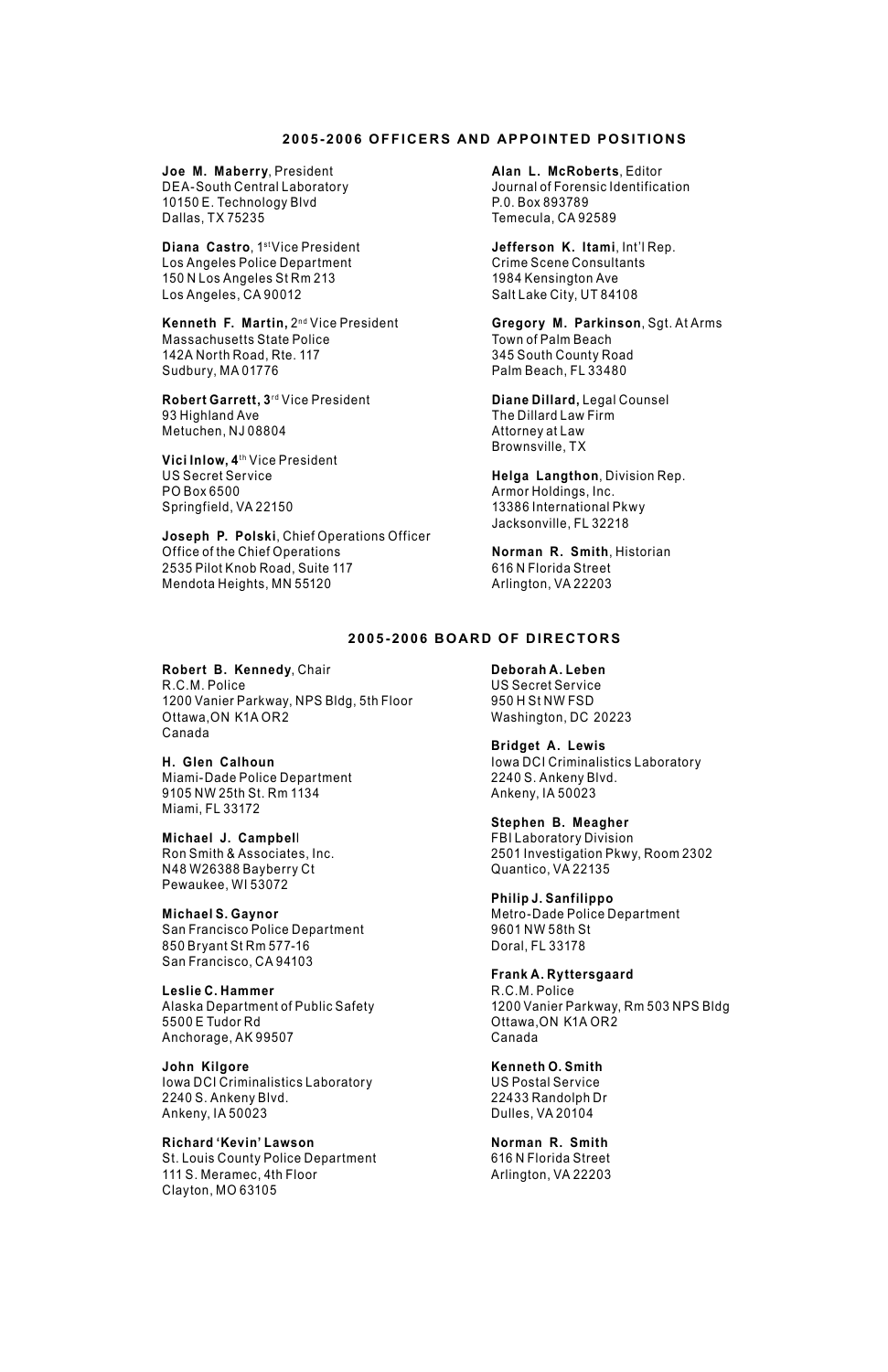## 2005-2006 OFFICERS AND APPOINTED POSITIONS

**Joe M. Maberry**, President
DEA-South Central Laboratory
10150 E. Technology Blvd
Dallas, TX 75235

**Diana Castro**, 1st Vice President
Los Angeles Police Department
150 N Los Angeles St Rm 213
Los Angeles, CA 90012

**Kenneth F. Martin,** 2nd Vice President
Massachusetts State Police
142A North Road, Rte. 117
Sudbury, MA 01776

**Robert Garrett, 3**rd Vice President
93 Highland Ave
Metuchen, NJ 08804

**Vici Inlow, 4**th Vice President
US Secret Service
PO Box 6500
Springfield, VA 22150

**Joseph P. Polski**, Chief Operations Officer
Office of the Chief Operations
2535 Pilot Knob Road, Suite 117
Mendota Heights, MN 55120

**Alan L. McRoberts**, Editor
Journal of Forensic Identification
P.0. Box 893789
Temecula, CA 92589

**Jefferson K. Itami**, Int'l Rep.
Crime Scene Consultants
1984 Kensington Ave
Salt Lake City, UT 84108

**Gregory M. Parkinson**, Sgt. At Arms
Town of Palm Beach
345 South County Road
Palm Beach, FL 33480

**Diane Dillard,** Legal Counsel
The Dillard Law Firm
Attorney at Law
Brownsville, TX

**Helga Langthon**, Division Rep.
Armor Holdings, Inc.
13386 International Pkwy
Jacksonville, FL 32218

**Norman R. Smith**, Historian
616 N Florida Street
Arlington, VA 22203

## 2005-2006 BOARD OF DIRECTORS

**Robert B. Kennedy**, Chair
R.C.M. Police
1200 Vanier Parkway, NPS Bldg, 5th Floor
Ottawa,ON K1A OR2
Canada

**H. Glen Calhoun**
Miami-Dade Police Department
9105 NW 25th St. Rm 1134
Miami, FL 33172

**Michael J. Campbell**
Ron Smith & Associates, Inc.
N48 W26388 Bayberry Ct
Pewaukee, WI 53072

**Michael S. Gaynor**
San Francisco Police Department
850 Bryant St Rm 577-16
San Francisco, CA 94103

**Leslie C. Hammer**
Alaska Department of Public Safety
5500 E Tudor Rd
Anchorage, AK 99507

**John Kilgore**
Iowa DCI Criminalistics Laboratory
2240 S. Ankeny Blvd.
Ankeny, IA 50023

**Richard 'Kevin' Lawson**
St. Louis County Police Department
111 S. Meramec, 4th Floor
Clayton, MO 63105

**Deborah A. Leben**
US Secret Service
950 H St NW FSD
Washington, DC 20223

**Bridget A. Lewis**
Iowa DCI Criminalistics Laboratory
2240 S. Ankeny Blvd.
Ankeny, IA 50023

**Stephen B. Meagher**
FBI Laboratory Division
2501 Investigation Pkwy, Room 2302
Quantico, VA 22135

**Philip J. Sanfilippo**
Metro-Dade Police Department
9601 NW 58th St
Doral, FL 33178

**Frank A. Ryttersgaard**
R.C.M. Police
1200 Vanier Parkway, Rm 503 NPS Bldg
Ottawa,ON K1A OR2
Canada

**Kenneth O. Smith**
US Postal Service
22433 Randolph Dr
Dulles, VA 20104

**Norman R. Smith**
616 N Florida Street
Arlington, VA 22203